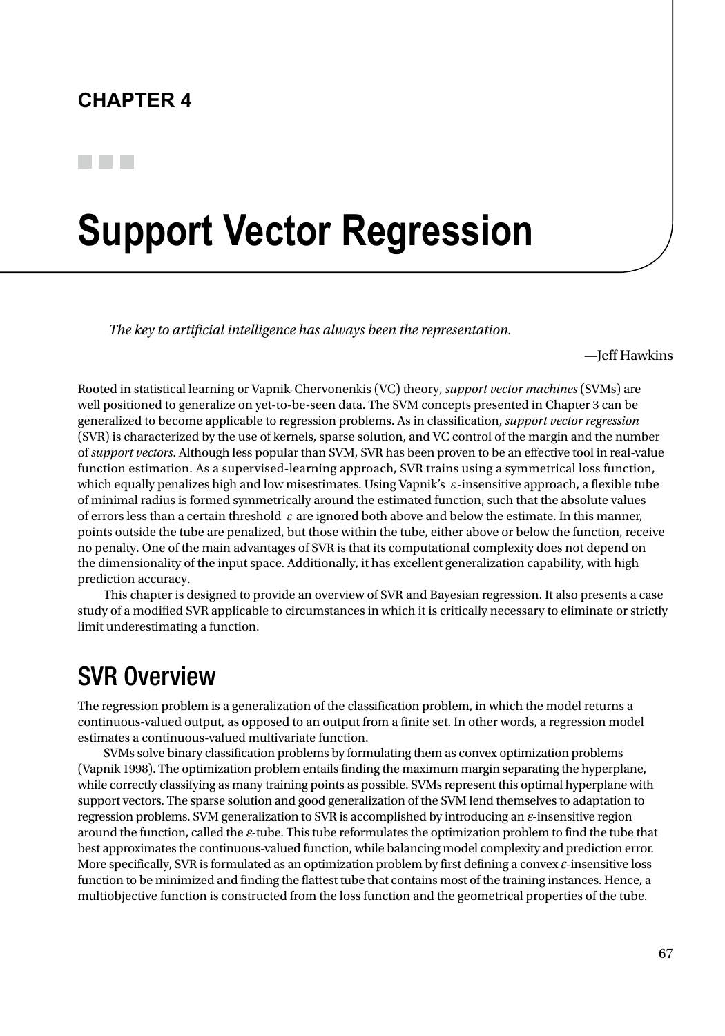# CHAPTER 4

# Support Vector Regression

*The key to artificial intelligence has always been the representation.*

—Jeff Hawkins

Rooted in statistical learning or Vapnik-Chervonenkis (VC) theory, *support vector machines* (SVMs) are well positioned to generalize on yet-to-be-seen data. The SVM concepts presented in Chapter 3 can be generalized to become applicable to regression problems. As in classification, *support vector regression* (SVR) is characterized by the use of kernels, sparse solution, and VC control of the margin and the number of *support vectors*. Although less popular than SVM, SVR has been proven to be an effective tool in real-value function estimation. As a supervised-learning approach, SVR trains using a symmetrical loss function, which equally penalizes high and low misestimates. Using Vapnik's $\varepsilon$-insensitive approach, a flexible tube of minimal radius is formed symmetrically around the estimated function, such that the absolute values of errors less than a certain threshold $\varepsilon$ are ignored both above and below the estimate. In this manner, points outside the tube are penalized, but those within the tube, either above or below the function, receive no penalty. One of the main advantages of SVR is that its computational complexity does not depend on the dimensionality of the input space. Additionally, it has excellent generalization capability, with high prediction accuracy.

This chapter is designed to provide an overview of SVR and Bayesian regression. It also presents a case study of a modified SVR applicable to circumstances in which it is critically necessary to eliminate or strictly limit underestimating a function.

## SVR Overview

The regression problem is a generalization of the classification problem, in which the model returns a continuous-valued output, as opposed to an output from a finite set. In other words, a regression model estimates a continuous-valued multivariate function.

SVMs solve binary classification problems by formulating them as convex optimization problems (Vapnik 1998). The optimization problem entails finding the maximum margin separating the hyperplane, while correctly classifying as many training points as possible. SVMs represent this optimal hyperplane with support vectors. The sparse solution and good generalization of the SVM lend themselves to adaptation to regression problems. SVM generalization to SVR is accomplished by introducing an $\varepsilon$-insensitive region around the function, called the $\varepsilon$-tube. This tube reformulates the optimization problem to find the tube that best approximates the continuous-valued function, while balancing model complexity and prediction error. More specifically, SVR is formulated as an optimization problem by first defining a convex $\varepsilon$-insensitive loss function to be minimized and finding the flattest tube that contains most of the training instances. Hence, a multiobjective function is constructed from the loss function and the geometrical properties of the tube.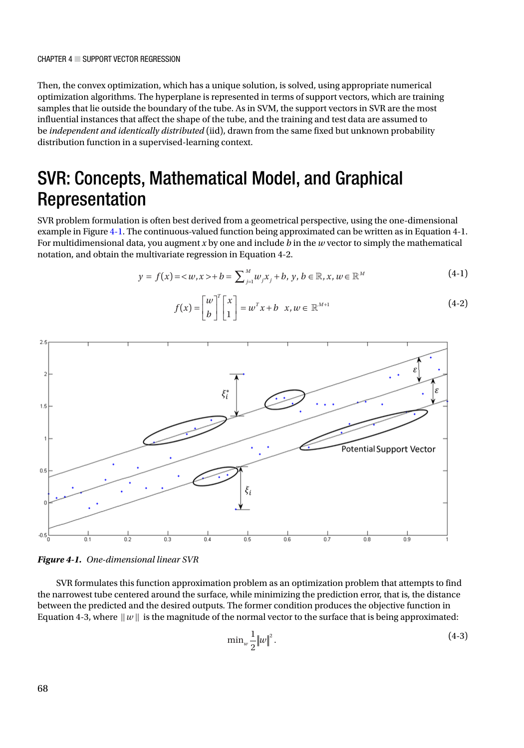Then, the convex optimization, which has a unique solution, is solved, using appropriate numerical optimization algorithms. The hyperplane is represented in terms of support vectors, which are training samples that lie outside the boundary of the tube. As in SVM, the support vectors in SVR are the most influential instances that affect the shape of the tube, and the training and test data are assumed to be *independent and identically distributed* (iid), drawn from the same fixed but unknown probability distribution function in a supervised-learning context.

# SVR: Concepts, Mathematical Model, and Graphical Representation

SVR problem formulation is often best derived from a geometrical perspective, using the one-dimensional example in Figure 4-1. The continuous-valued function being approximated can be written as in Equation 4-1. For multidimensional data, you augment $x$ by one and include $b$ in the $w$ vector to simply the mathematical notation, and obtain the multivariate regression in Equation 4-2.

$$y = f(x) = <w, x> + b = \sum_{j=1}^{M} w_j x_j + b,\ y, b \in \mathbb{R}, x, w \in \mathbb{R}^M \tag{4-1}$$

$$f(x) = \begin{bmatrix} w \\ b \end{bmatrix}^T \begin{bmatrix} x \\ 1 \end{bmatrix} = w^T x + b \quad x, w \in \mathbb{R}^{M+1} \tag{4-2}$$

***Figure 4-1.*** *One-dimensional linear SVR*

SVR formulates this function approximation problem as an optimization problem that attempts to find the narrowest tube centered around the surface, while minimizing the prediction error, that is, the distance between the predicted and the desired outputs. The former condition produces the objective function in Equation 4-3, where $\|w\|$ is the magnitude of the normal vector to the surface that is being approximated:

$$\min_w \frac{1}{2}\|w\|^2. \tag{4-3}$$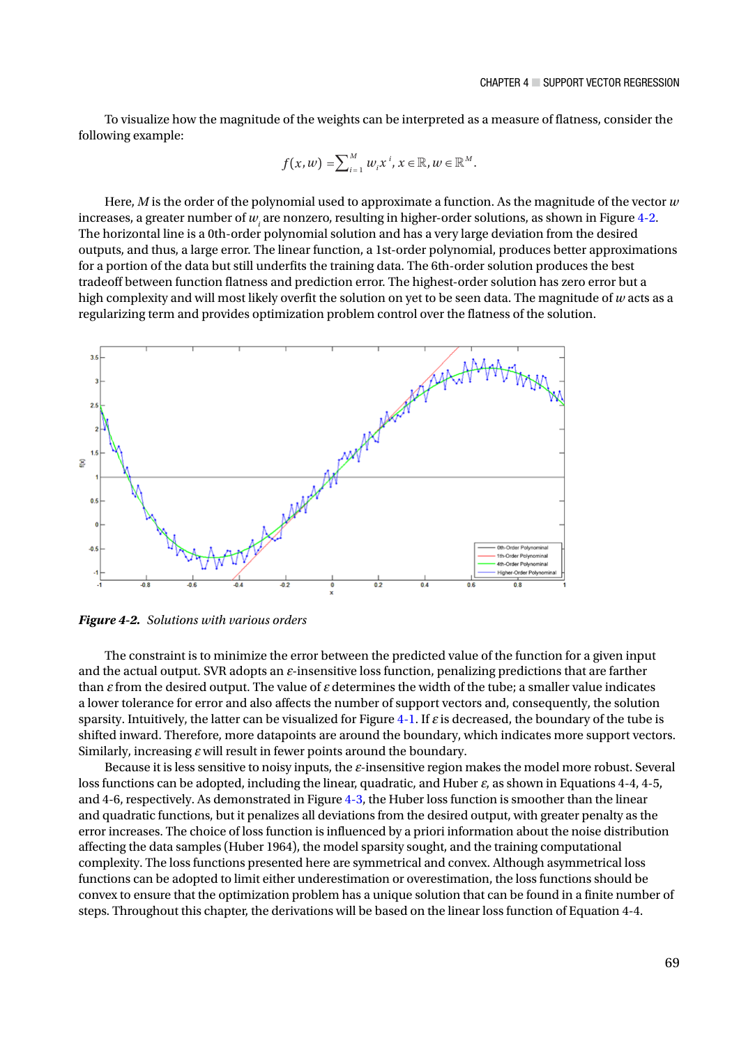To visualize how the magnitude of the weights can be interpreted as a measure of flatness, consider the following example:

$$f(x,w) = \sum_{i=1}^{M} w_i x^i, x \in \mathbb{R}, w \in \mathbb{R}^M.$$

Here, $M$ is the order of the polynomial used to approximate a function. As the magnitude of the vector $w$ increases, a greater number of $w_i$ are nonzero, resulting in higher-order solutions, as shown in Figure 4-2. The horizontal line is a 0th-order polynomial solution and has a very large deviation from the desired outputs, and thus, a large error. The linear function, a 1st-order polynomial, produces better approximations for a portion of the data but still underfits the training data. The 6th-order solution produces the best tradeoff between function flatness and prediction error. The highest-order solution has zero error but a high complexity and will most likely overfit the solution on yet to be seen data. The magnitude of $w$ acts as a regularizing term and provides optimization problem control over the flatness of the solution.

***Figure 4-2.*** *Solutions with various orders*

The constraint is to minimize the error between the predicted value of the function for a given input and the actual output. SVR adopts an $\varepsilon$-insensitive loss function, penalizing predictions that are farther than $\varepsilon$ from the desired output. The value of $\varepsilon$ determines the width of the tube; a smaller value indicates a lower tolerance for error and also affects the number of support vectors and, consequently, the solution sparsity. Intuitively, the latter can be visualized for Figure 4-1. If $\varepsilon$ is decreased, the boundary of the tube is shifted inward. Therefore, more datapoints are around the boundary, which indicates more support vectors. Similarly, increasing $\varepsilon$ will result in fewer points around the boundary.

Because it is less sensitive to noisy inputs, the $\varepsilon$-insensitive region makes the model more robust. Several loss functions can be adopted, including the linear, quadratic, and Huber $\varepsilon$, as shown in Equations 4-4, 4-5, and 4-6, respectively. As demonstrated in Figure 4-3, the Huber loss function is smoother than the linear and quadratic functions, but it penalizes all deviations from the desired output, with greater penalty as the error increases. The choice of loss function is influenced by a priori information about the noise distribution affecting the data samples (Huber 1964), the model sparsity sought, and the training computational complexity. The loss functions presented here are symmetrical and convex. Although asymmetrical loss functions can be adopted to limit either underestimation or overestimation, the loss functions should be convex to ensure that the optimization problem has a unique solution that can be found in a finite number of steps. Throughout this chapter, the derivations will be based on the linear loss function of Equation 4-4.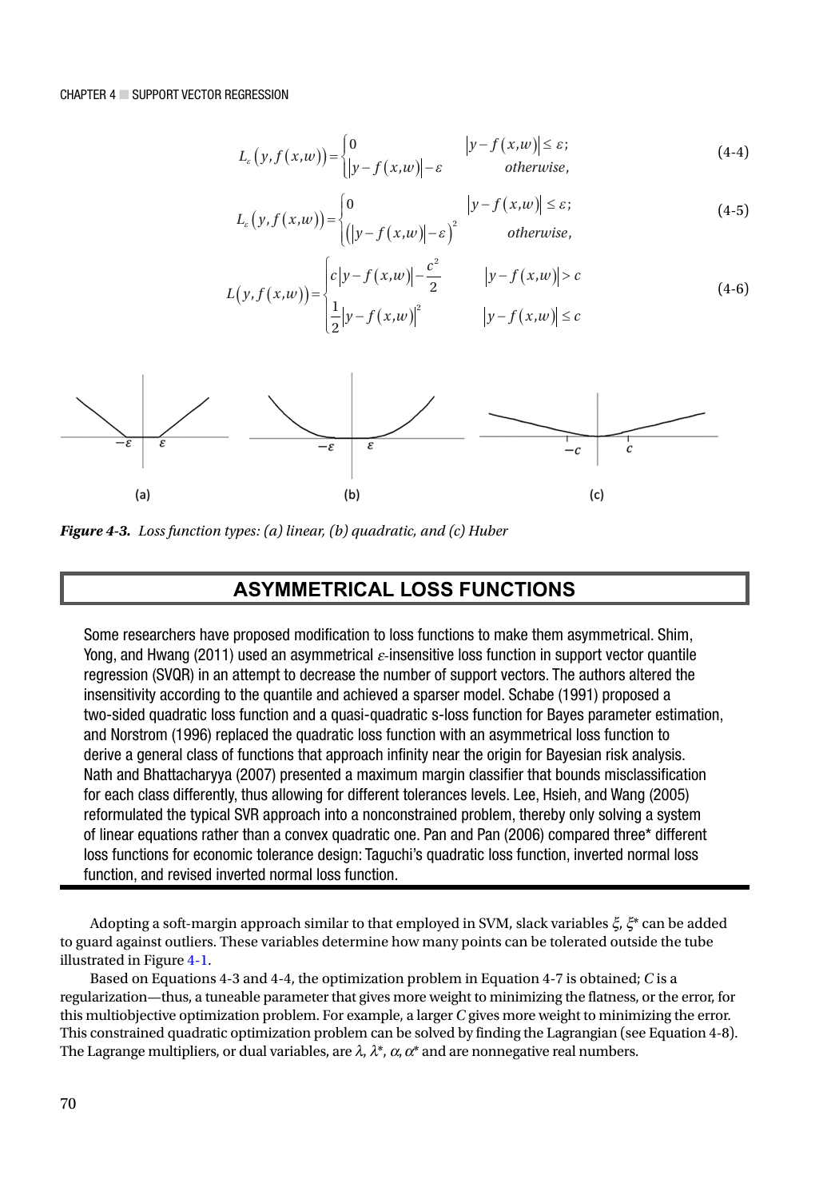$$L_\varepsilon\left(y,f(x,w)\right)=\begin{cases}0 & \left|y-f(x,w)\right|\le\varepsilon;\\ \left|y-f(x,w)\right|-\varepsilon & otherwise,\end{cases} \tag{4-4}$$

$$L_\varepsilon\left(y,f(x,w)\right)=\begin{cases}0 & \left|y-f(x,w)\right|\le\varepsilon;\\ \left(\left|y-f(x,w)\right|-\varepsilon\right)^2 & otherwise,\end{cases} \tag{4-5}$$

$$L\left(y,f(x,w)\right)=\begin{cases}c\left|y-f(x,w)\right|-\dfrac{c^2}{2} & \left|y-f(x,w)\right|>c\\ \dfrac{1}{2}\left|y-f(x,w)\right|^2 & \left|y-f(x,w)\right|\le c\end{cases} \tag{4-6}$$

***Figure 4-3.*** *Loss function types: (a) linear, (b) quadratic, and (c) Huber*

## ASYMMETRICAL LOSS FUNCTIONS

Some researchers have proposed modification to loss functions to make them asymmetrical. Shim, Yong, and Hwang (2011) used an asymmetrical $\varepsilon$-insensitive loss function in support vector quantile regression (SVQR) in an attempt to decrease the number of support vectors. The authors altered the insensitivity according to the quantile and achieved a sparser model. Schabe (1991) proposed a two-sided quadratic loss function and a quasi-quadratic s-loss function for Bayes parameter estimation, and Norstrom (1996) replaced the quadratic loss function with an asymmetrical loss function to derive a general class of functions that approach infinity near the origin for Bayesian risk analysis. Nath and Bhattacharyya (2007) presented a maximum margin classifier that bounds misclassification for each class differently, thus allowing for different tolerances levels. Lee, Hsieh, and Wang (2005) reformulated the typical SVR approach into a nonconstrained problem, thereby only solving a system of linear equations rather than a convex quadratic one. Pan and Pan (2006) compared three* different loss functions for economic tolerance design: Taguchi's quadratic loss function, inverted normal loss function, and revised inverted normal loss function.

Adopting a soft-margin approach similar to that employed in SVM, slack variables $\xi$, $\xi^*$ can be added to guard against outliers. These variables determine how many points can be tolerated outside the tube illustrated in Figure 4-1.

Based on Equations 4-3 and 4-4, the optimization problem in Equation 4-7 is obtained; $C$ is a regularization—thus, a tuneable parameter that gives more weight to minimizing the flatness, or the error, for this multiobjective optimization problem. For example, a larger $C$ gives more weight to minimizing the error. This constrained quadratic optimization problem can be solved by finding the Lagrangian (see Equation 4-8). The Lagrange multipliers, or dual variables, are $\lambda$, $\lambda^*$, $\alpha$, $\alpha^*$ and are nonnegative real numbers.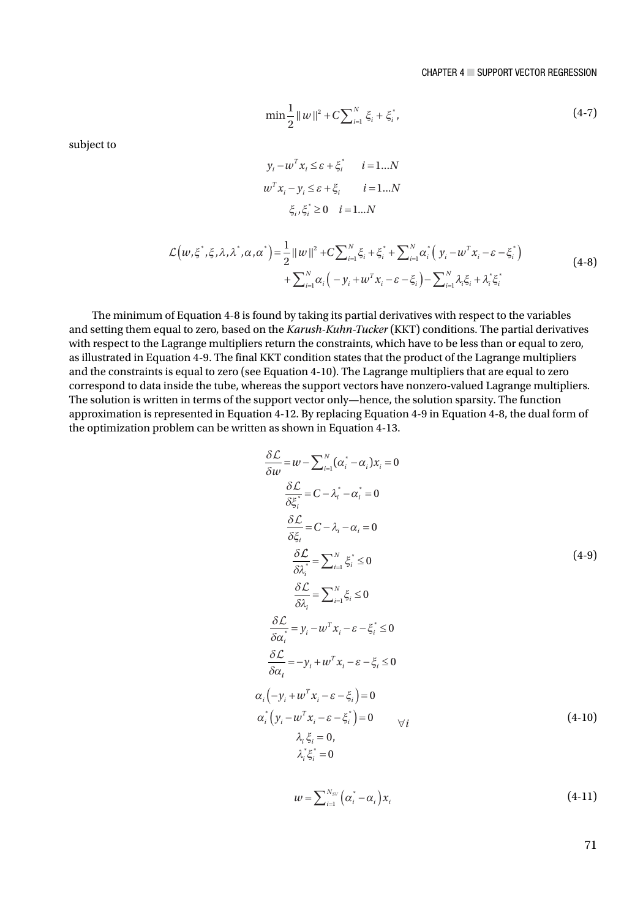$$\min \frac{1}{2}\|w\|^2 + C\sum_{i=1}^{N} \xi_i + \xi_i^*, \tag{4-7}$$

subject to

$$y_i - w^T x_i \le \varepsilon + \xi_i^* \qquad i = 1\ldots N$$

$$w^T x_i - y_i \le \varepsilon + \xi_i \qquad i = 1\ldots N$$

$$\xi_i, \xi_i^* \ge 0 \quad i = 1\ldots N$$

$$\begin{aligned}\mathcal{L}\left(w,\xi^*,\xi,\lambda,\lambda^*,\alpha,\alpha^*\right) = \frac{1}{2}\|w\|^2 + C\sum_{i=1}^{N}\xi_i + \xi_i^* + \sum_{i=1}^{N}\alpha_i^*\left(y_i - w^T x_i - \varepsilon - \xi_i^*\right) \\ + \sum_{i=1}^{N}\alpha_i\left(-y_i + w^T x_i - \varepsilon - \xi_i\right) - \sum_{i=1}^{N}\lambda_i\xi_i + \lambda_i^*\xi_i^*\end{aligned} \tag{4-8}$$

The minimum of Equation 4-8 is found by taking its partial derivatives with respect to the variables and setting them equal to zero, based on the *Karush-Kuhn-Tucker* (KKT) conditions. The partial derivatives with respect to the Lagrange multipliers return the constraints, which have to be less than or equal to zero, as illustrated in Equation 4-9. The final KKT condition states that the product of the Lagrange multipliers and the constraints is equal to zero (see Equation 4-10). The Lagrange multipliers that are equal to zero correspond to data inside the tube, whereas the support vectors have nonzero-valued Lagrange multipliers. The solution is written in terms of the support vector only—hence, the solution sparsity. The function approximation is represented in Equation 4-12. By replacing Equation 4-9 in Equation 4-8, the dual form of the optimization problem can be written as shown in Equation 4-13.

$$\begin{aligned}
\frac{\delta\mathcal{L}}{\delta w} &= w - \sum_{i=1}^{N}(\alpha_i^* - \alpha_i)x_i = 0 \\
\frac{\delta\mathcal{L}}{\delta\xi_i^*} &= C - \lambda_i^* - \alpha_i^* = 0 \\
\frac{\delta\mathcal{L}}{\delta\xi_i} &= C - \lambda_i - \alpha_i = 0 \\
\frac{\delta\mathcal{L}}{\delta\lambda_i^*} &= \sum_{i=1}^{N}\xi_i^* \le 0 \\
\frac{\delta\mathcal{L}}{\delta\lambda_i} &= \sum_{i=1}^{N}\xi_i \le 0 \\
\frac{\delta\mathcal{L}}{\delta\alpha_i^*} &= y_i - w^T x_i - \varepsilon - \xi_i^* \le 0 \\
\frac{\delta\mathcal{L}}{\delta\alpha_i} &= -y_i + w^T x_i - \varepsilon - \xi_i \le 0
\end{aligned} \tag{4-9}$$

$$\left.\begin{aligned}
\alpha_i\left(-y_i + w^T x_i - \varepsilon - \xi_i\right) &= 0 \\
\alpha_i^*\left(y_i - w^T x_i - \varepsilon - \xi_i^*\right) &= 0 \\
\lambda_i\xi_i &= 0, \\
\lambda_i^*\xi_i^* &= 0
\end{aligned}\right. \qquad \forall i \tag{4-10}$$

$$w = \sum_{i=1}^{N_{SV}}\left(\alpha_i^* - \alpha_i\right)x_i \tag{4-11}$$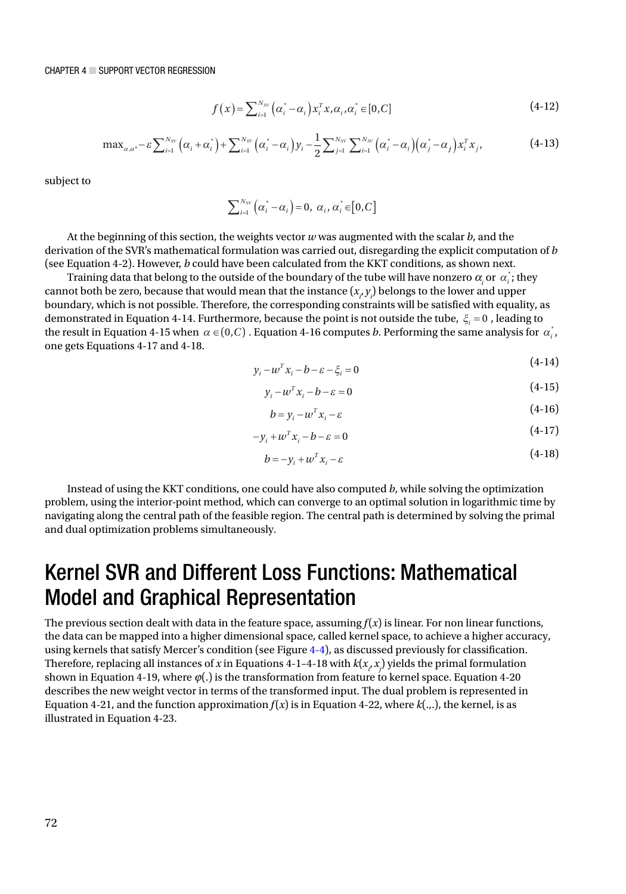$$f(x) = \sum_{i=1}^{N_{SV}} \left(\alpha_i^* - \alpha_i\right) x_i^T x, \alpha_i, \alpha_i^* \in [0, C] \tag{4-12}$$

$$\max_{\alpha, \alpha^*} -\varepsilon \sum_{i=1}^{N_{SV}} \left(\alpha_i + \alpha_i^*\right) + \sum_{i=1}^{N_{SV}} \left(\alpha_i^* - \alpha_i\right) y_i - \frac{1}{2} \sum_{j=1}^{N_{SV}} \sum_{i=1}^{N_{SV}} \left(\alpha_i^* - \alpha_i\right)\left(\alpha_j^* - \alpha_j\right) x_i^T x_j, \tag{4-13}$$

subject to

$$\sum_{i=1}^{N_{SV}} \left(\alpha_i^* - \alpha_i\right) = 0, \ \alpha_i, \alpha_i^* \in [0, C]$$

At the beginning of this section, the weights vector $w$ was augmented with the scalar $b$, and the derivation of the SVR's mathematical formulation was carried out, disregarding the explicit computation of $b$ (see Equation 4-2). However, $b$ could have been calculated from the KKT conditions, as shown next.

Training data that belong to the outside of the boundary of the tube will have nonzero $\alpha_i$ or $\alpha_i^*$; they cannot both be zero, because that would mean that the instance $(x_i, y_i)$ belongs to the lower and upper boundary, which is not possible. Therefore, the corresponding constraints will be satisfied with equality, as demonstrated in Equation 4-14. Furthermore, because the point is not outside the tube, $\xi_i = 0$ , leading to the result in Equation 4-15 when $\alpha \in (0, C)$ . Equation 4-16 computes $b$. Performing the same analysis for $\alpha_i^*$, one gets Equations 4-17 and 4-18.

$$y_i - w^T x_i - b - \varepsilon - \xi_i = 0 \tag{4-14}$$

$$y_i - w^T x_i - b - \varepsilon = 0 \tag{4-15}$$

$$b = y_i - w^T x_i - \varepsilon \tag{4-16}$$

$$-y_i + w^T x_i - b - \varepsilon = 0 \tag{4-17}$$

$$b = -y_i + w^T x_i - \varepsilon \tag{4-18}$$

Instead of using the KKT conditions, one could have also computed $b$, while solving the optimization problem, using the interior-point method, which can converge to an optimal solution in logarithmic time by navigating along the central path of the feasible region. The central path is determined by solving the primal and dual optimization problems simultaneously.

# Kernel SVR and Different Loss Functions: Mathematical Model and Graphical Representation

The previous section dealt with data in the feature space, assuming $f(x)$ is linear. For non linear functions, the data can be mapped into a higher dimensional space, called kernel space, to achieve a higher accuracy, using kernels that satisfy Mercer's condition (see Figure 4-4), as discussed previously for classification. Therefore, replacing all instances of $x$ in Equations 4-1–4-18 with $k(x_i, x_j)$ yields the primal formulation shown in Equation 4-19, where $\varphi(.)$ is the transformation from feature to kernel space. Equation 4-20 describes the new weight vector in terms of the transformed input. The dual problem is represented in Equation 4-21, and the function approximation $f(x)$ is in Equation 4-22, where $k(.,.)$, the kernel, is as illustrated in Equation 4-23.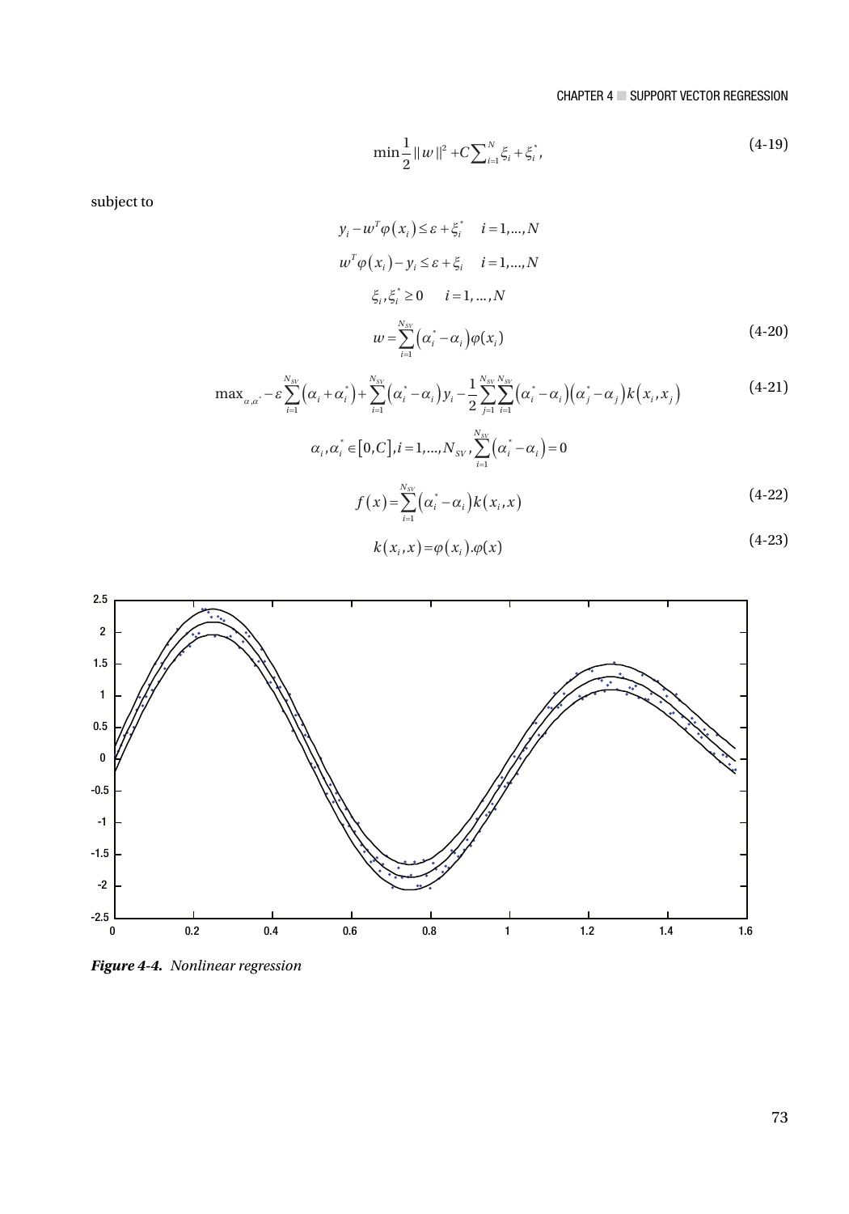$$\min \frac{1}{2} \| w \|^2 + C \sum_{i=1}^{N} \xi_i + \xi_i^*, \tag{4-19}$$

subject to

$$y_i - w^T \varphi(x_i) \leq \varepsilon + \xi_i^* \quad i = 1, \ldots, N$$

$$w^T \varphi(x_i) - y_i \leq \varepsilon + \xi_i \quad i = 1, \ldots, N$$

$$\xi_i, \xi_i^* \geq 0 \quad i = 1, \ldots, N$$

$$w = \sum_{i=1}^{N_{SV}} \left( \alpha_i^* - \alpha_i \right) \varphi(x_i) \tag{4-20}$$

$$\max_{\alpha, \alpha^*} -\varepsilon \sum_{i=1}^{N_{SV}} \left( \alpha_i + \alpha_i^* \right) + \sum_{i=1}^{N_{SV}} \left( \alpha_i^* - \alpha_i \right) y_i - \frac{1}{2} \sum_{j=1}^{N_{SV}} \sum_{i=1}^{N_{SV}} \left( \alpha_i^* - \alpha_i \right) \left( \alpha_j^* - \alpha_j \right) k\left( x_i, x_j \right) \tag{4-21}$$

$$\alpha_i, \alpha_i^* \in [0, C], i = 1, \ldots, N_{SV}, \sum_{i=1}^{N_{SV}} \left( \alpha_i^* - \alpha_i \right) = 0$$

$$f(x) = \sum_{i=1}^{N_{SV}} \left( \alpha_i^* - \alpha_i \right) k(x_i, x) \tag{4-22}$$

$$k(x_i, x) = \varphi(x_i) . \varphi(x) \tag{4-23}$$

***Figure 4-4.*** *Nonlinear regression*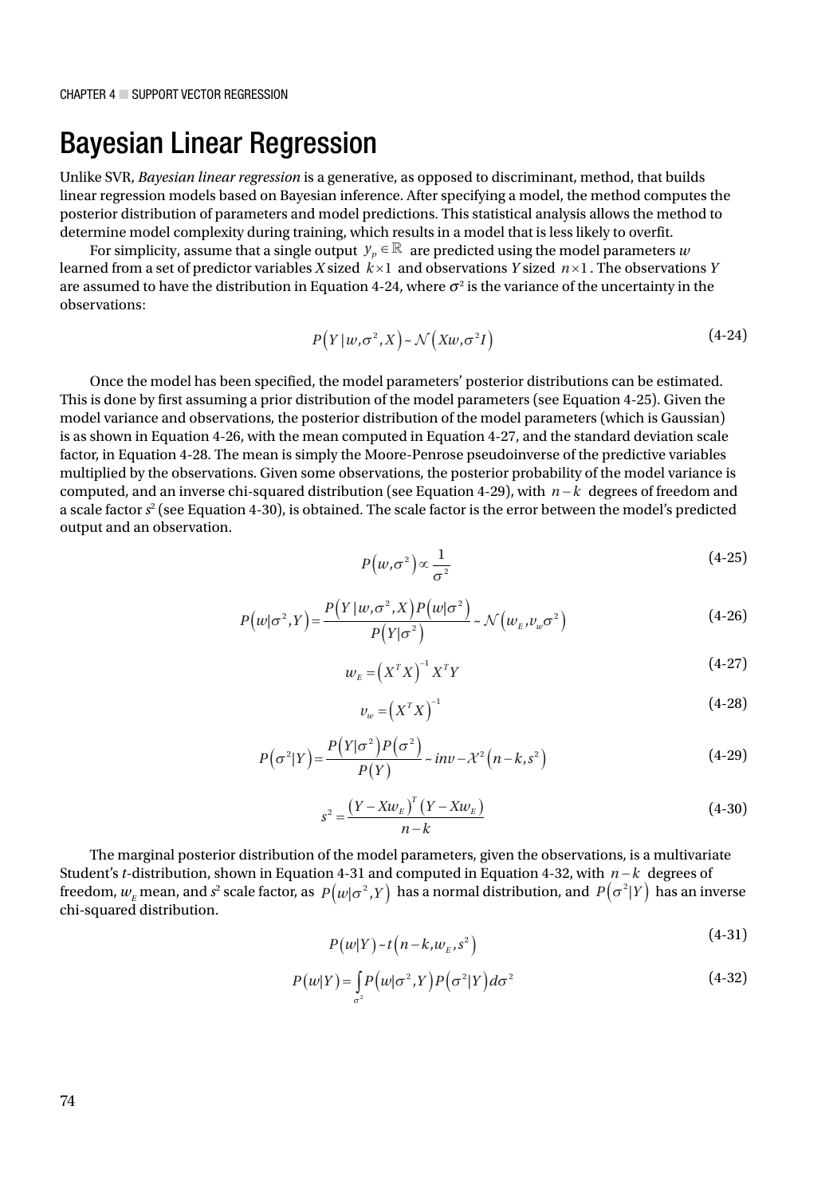# Bayesian Linear Regression

Unlike SVR, *Bayesian linear regression* is a generative, as opposed to discriminant, method, that builds linear regression models based on Bayesian inference. After specifying a model, the method computes the posterior distribution of parameters and model predictions. This statistical analysis allows the method to determine model complexity during training, which results in a model that is less likely to overfit.

For simplicity, assume that a single output $y_p \in \mathbb{R}$ are predicted using the model parameters $w$ learned from a set of predictor variables $X$ sized $k \times 1$ and observations $Y$ sized $n \times 1$. The observations $Y$ are assumed to have the distribution in Equation 4-24, where $\sigma^2$ is the variance of the uncertainty in the observations:

$$P\left(Y \mid w, \sigma^2, X\right) \sim \mathcal{N}\left(Xw, \sigma^2 I\right) \tag{4-24}$$

Once the model has been specified, the model parameters' posterior distributions can be estimated. This is done by first assuming a prior distribution of the model parameters (see Equation 4-25). Given the model variance and observations, the posterior distribution of the model parameters (which is Gaussian) is as shown in Equation 4-26, with the mean computed in Equation 4-27, and the standard deviation scale factor, in Equation 4-28. The mean is simply the Moore-Penrose pseudoinverse of the predictive variables multiplied by the observations. Given some observations, the posterior probability of the model variance is computed, and an inverse chi-squared distribution (see Equation 4-29), with $n-k$ degrees of freedom and a scale factor $s^2$ (see Equation 4-30), is obtained. The scale factor is the error between the model's predicted output and an observation.

$$P\left(w, \sigma^2\right) \propto \frac{1}{\sigma^2} \tag{4-25}$$

$$P\left(w \mid \sigma^2, Y\right) = \frac{P\left(Y \mid w, \sigma^2, X\right) P\left(w \mid \sigma^2\right)}{P\left(Y \mid \sigma^2\right)} \sim \mathcal{N}\left(w_E, v_w \sigma^2\right) \tag{4-26}$$

$$w_E = \left(X^T X\right)^{-1} X^T Y \tag{4-27}$$

$$v_w = \left(X^T X\right)^{-1} \tag{4-28}$$

$$P\left(\sigma^2 \mid Y\right) = \frac{P\left(Y \mid \sigma^2\right) P\left(\sigma^2\right)}{P(Y)} \sim inv - \mathcal{X}^2\left(n-k, s^2\right) \tag{4-29}$$

$$s^2 = \frac{\left(Y - Xw_E\right)^T \left(Y - Xw_E\right)}{n-k} \tag{4-30}$$

The marginal posterior distribution of the model parameters, given the observations, is a multivariate Student's *t*-distribution, shown in Equation 4-31 and computed in Equation 4-32, with $n-k$ degrees of freedom, $w_E$ mean, and $s^2$ scale factor, as $P\left(w \mid \sigma^2, Y\right)$ has a normal distribution, and $P\left(\sigma^2 \mid Y\right)$ has an inverse chi-squared distribution.

$$P\left(w \mid Y\right) \sim t\left(n-k, w_E, s^2\right) \tag{4-31}$$

$$P\left(w \mid Y\right) = \int_{\sigma^2} P\left(w \mid \sigma^2, Y\right) P\left(\sigma^2 \mid Y\right) d\sigma^2 \tag{4-32}$$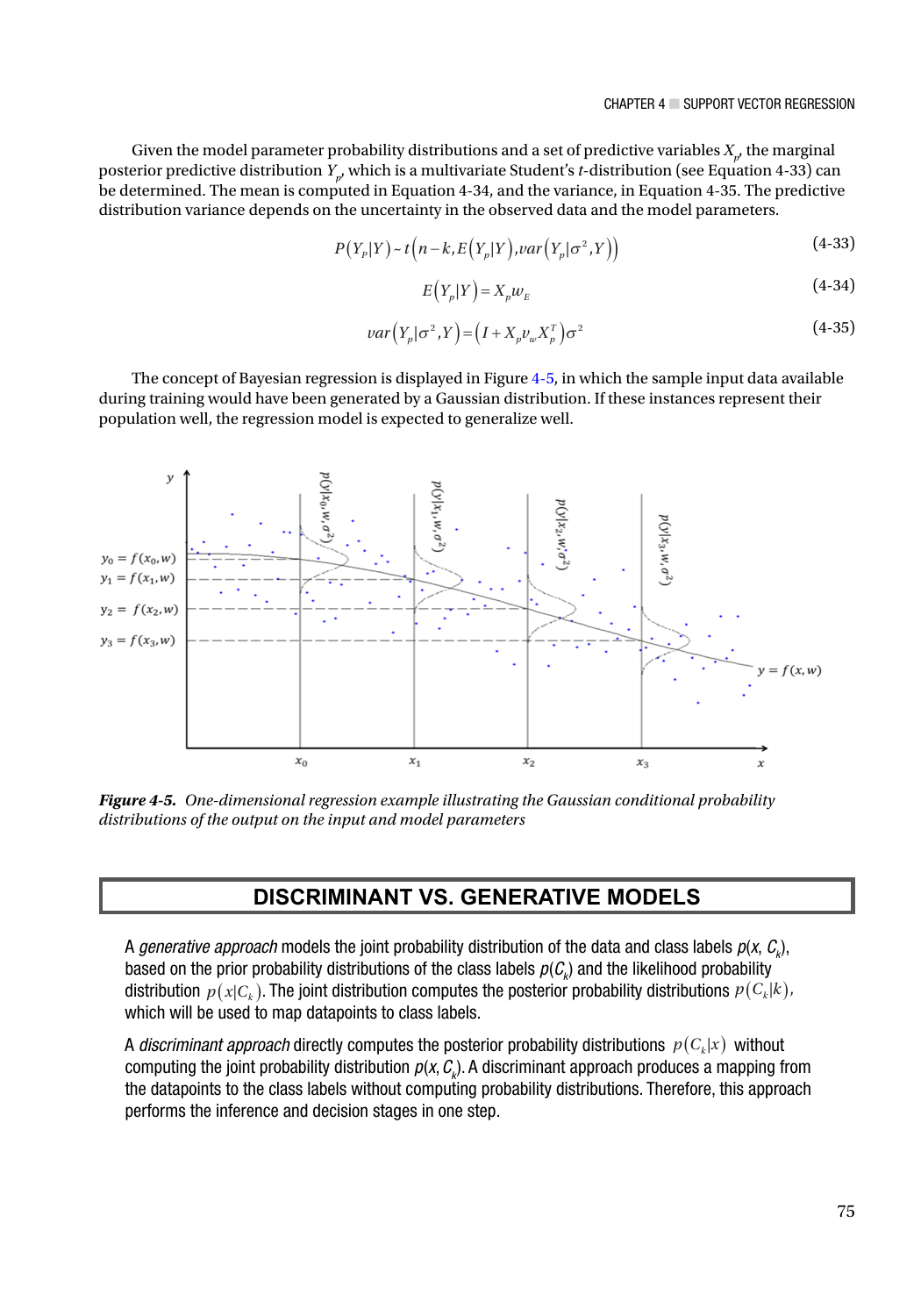Given the model parameter probability distributions and a set of predictive variables $X_p$, the marginal posterior predictive distribution $Y_p$, which is a multivariate Student's $t$-distribution (see Equation 4-33) can be determined. The mean is computed in Equation 4-34, and the variance, in Equation 4-35. The predictive distribution variance depends on the uncertainty in the observed data and the model parameters.

$$P(Y_p|Y) \sim t\left(n-k, E\left(Y_p|Y\right), var\left(Y_p|\sigma^2, Y\right)\right) \tag{4-33}$$

$$E\left(Y_p|Y\right) = X_p w_E \tag{4-34}$$

$$var\left(Y_p|\sigma^2, Y\right) = \left(I + X_p v_w X_p^T\right)\sigma^2 \tag{4-35}$$

The concept of Bayesian regression is displayed in Figure 4-5, in which the sample input data available during training would have been generated by a Gaussian distribution. If these instances represent their population well, the regression model is expected to generalize well.

***Figure 4-5.*** *One-dimensional regression example illustrating the Gaussian conditional probability distributions of the output on the input and model parameters*

## DISCRIMINANT VS. GENERATIVE MODELS

A *generative approach* models the joint probability distribution of the data and class labels $p(x, C_k)$, based on the prior probability distributions of the class labels $p(C_k)$ and the likelihood probability distribution $p(x|C_k)$. The joint distribution computes the posterior probability distributions $p(C_k|k)$, which will be used to map datapoints to class labels.

A *discriminant approach* directly computes the posterior probability distributions $p(C_k|x)$ without computing the joint probability distribution $p(x, C_k)$. A discriminant approach produces a mapping from the datapoints to the class labels without computing probability distributions. Therefore, this approach performs the inference and decision stages in one step.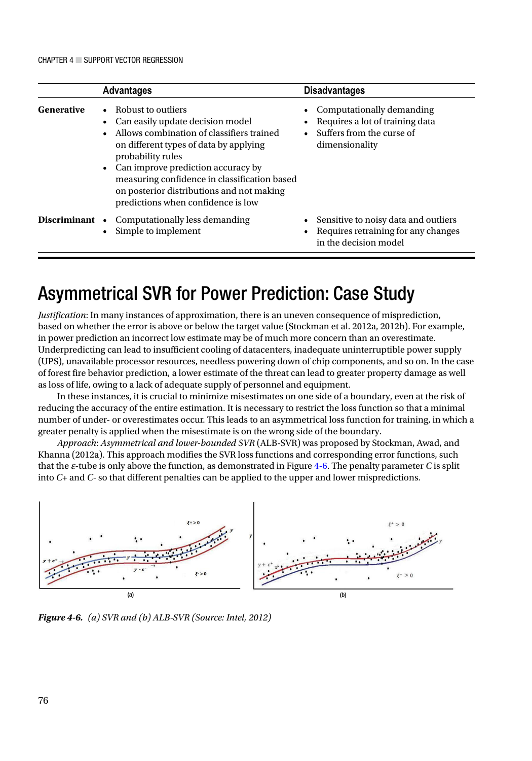| | Advantages | Disadvantages |
|---|---|---|
| **Generative** | • Robust to outliers<br>• Can easily update decision model<br>• Allows combination of classifiers trained on different types of data by applying probability rules<br>• Can improve prediction accuracy by measuring confidence in classification based on posterior distributions and not making predictions when confidence is low | • Computationally demanding<br>• Requires a lot of training data<br>• Suffers from the curse of dimensionality |
| **Discriminant** | • Computationally less demanding<br>• Simple to implement | • Sensitive to noisy data and outliers<br>• Requires retraining for any changes in the decision model |

# Asymmetrical SVR for Power Prediction: Case Study

*Justification*: In many instances of approximation, there is an uneven consequence of misprediction, based on whether the error is above or below the target value (Stockman et al. 2012a, 2012b). For example, in power prediction an incorrect low estimate may be of much more concern than an overestimate. Underpredicting can lead to insufficient cooling of datacenters, inadequate uninterruptible power supply (UPS), unavailable processor resources, needless powering down of chip components, and so on. In the case of forest fire behavior prediction, a lower estimate of the threat can lead to greater property damage as well as loss of life, owing to a lack of adequate supply of personnel and equipment.

In these instances, it is crucial to minimize misestimates on one side of a boundary, even at the risk of reducing the accuracy of the entire estimation. It is necessary to restrict the loss function so that a minimal number of under- or overestimates occur. This leads to an asymmetrical loss function for training, in which a greater penalty is applied when the misestimate is on the wrong side of the boundary.

*Approach*: *Asymmetrical and lower-bounded SVR* (ALB-SVR) was proposed by Stockman, Awad, and Khanna (2012a). This approach modifies the SVR loss functions and corresponding error functions, such that the $\varepsilon$-tube is only above the function, as demonstrated in Figure 4-6. The penalty parameter *C* is split into *C*+ and *C*- so that different penalties can be applied to the upper and lower mispredictions.

***Figure 4-6.*** *(a) SVR and (b) ALB-SVR (Source: Intel, 2012)*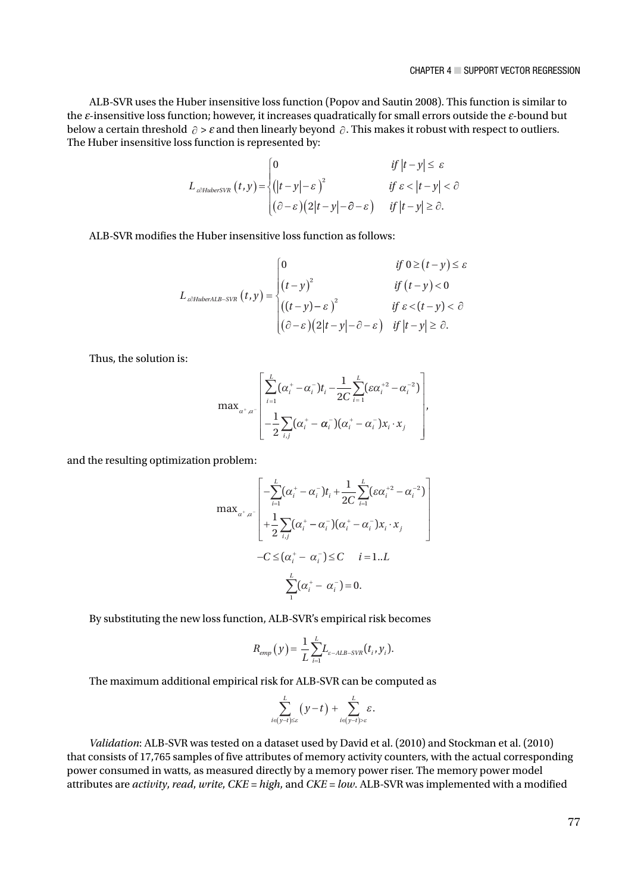ALB-SVR uses the Huber insensitive loss function (Popov and Sautin 2008). This function is similar to the $\varepsilon$-insensitive loss function; however, it increases quadratically for small errors outside the $\varepsilon$-bound but below a certain threshold $\partial > \varepsilon$ and then linearly beyond $\partial$. This makes it robust with respect to outliers. The Huber insensitive loss function is represented by:

$$
L_{\varepsilon\partial HuberSVR}(t,y) = \begin{cases} 0 & \text{if } |t-y| \le \varepsilon \\ \left(|t-y| - \varepsilon\right)^2 & \text{if } \varepsilon < |t-y| < \partial \\ (\partial - \varepsilon)\left(2|t-y| - \partial - \varepsilon\right) & \text{if } |t-y| \ge \partial. \end{cases}
$$

ALB-SVR modifies the Huber insensitive loss function as follows:

$$
L_{\varepsilon\partial HuberALB-SVR}(t,y) = \begin{cases} 0 & \text{if } 0 \ge (t-y) \le \varepsilon \\ (t-y)^2 & \text{if } (t-y) < 0 \\ \left((t-y) - \varepsilon\right)^2 & \text{if } \varepsilon < (t-y) < \partial \\ (\partial - \varepsilon)\left(2|t-y| - \partial - \varepsilon\right) & \text{if } |t-y| \ge \partial. \end{cases}
$$

Thus, the solution is:

$$
\max_{\alpha^+,\alpha^-} \begin{bmatrix} \sum_{i=1}^{L}(\alpha_i^+ - \alpha_i^-)t_i - \frac{1}{2C}\sum_{i=1}^{L}(\varepsilon\alpha_i^{+2} - \alpha_i^{-2}) \\ -\frac{1}{2}\sum_{i,j}(\alpha_i^+ - \alpha_i^-)(\alpha_i^+ - \alpha_i^-)x_i \cdot x_j \end{bmatrix},
$$

and the resulting optimization problem:

$$
\max_{\alpha^+,\alpha^-} \begin{bmatrix} -\sum_{i=1}^{L}(\alpha_i^+ - \alpha_i^-)t_i + \frac{1}{2C}\sum_{i=1}^{L}(\varepsilon\alpha_i^{+2} - \alpha_i^{-2}) \\ +\frac{1}{2}\sum_{i,j}(\alpha_i^+ - \alpha_i^-)(\alpha_i^+ - \alpha_i^-)x_i \cdot x_j \end{bmatrix}
$$

$$
-C \le (\alpha_i^+ - \alpha_i^-) \le C \quad i = 1..L
$$

$$
\sum_{1}^{L}(\alpha_i^+ - \alpha_i^-) = 0.
$$

By substituting the new loss function, ALB-SVR's empirical risk becomes

$$
R_{emp}(y) = \frac{1}{L}\sum_{i=1}^{L} L_{\varepsilon-ALB-SVR}(t_i, y_i).
$$

The maximum additional empirical risk for ALB-SVR can be computed as

$$
\sum_{i \in (y-t) \le \varepsilon}^{L} (y-t) + \sum_{i \in (y-t) > \varepsilon}^{L} \varepsilon.
$$

*Validation*: ALB-SVR was tested on a dataset used by David et al. (2010) and Stockman et al. (2010) that consists of 17,765 samples of five attributes of memory activity counters, with the actual corresponding power consumed in watts, as measured directly by a memory power riser. The memory power model attributes are *activity*, *read*, *write*, *CKE = high*, and *CKE = low*. ALB-SVR was implemented with a modified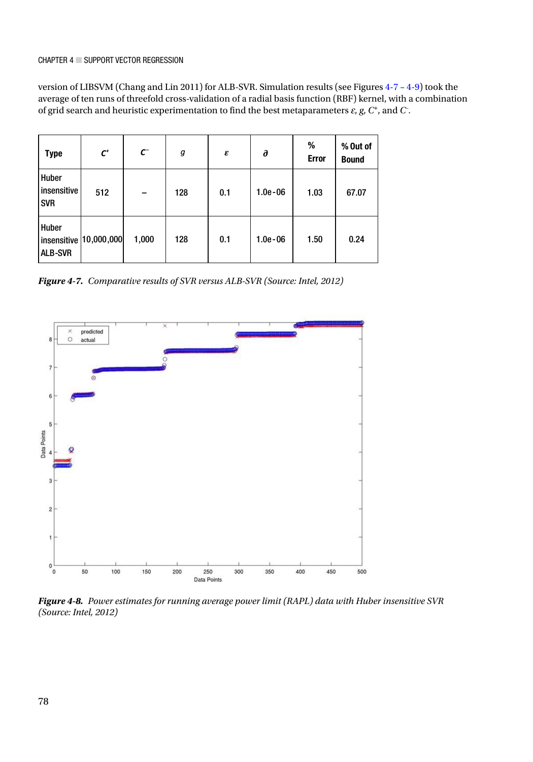version of LIBSVM (Chang and Lin 2011) for ALB-SVR. Simulation results (see Figures 4-7 – 4-9) took the average of ten runs of threefold cross-validation of a radial basis function (RBF) kernel, with a combination of grid search and heuristic experimentation to find the best metaparameters $\varepsilon$, $g$, $C^{+}$, and $C^{-}$.

| Type | $C^{+}$ | $C^{-}$ | $g$ | $\varepsilon$ | $\partial$ | % Error | % Out of Bound |
|---|---|---|---|---|---|---|---|
| Huber insensitive SVR | 512 | – | 128 | 0.1 | 1.0e-06 | 1.03 | 67.07 |
| Huber insensitive ALB-SVR | 10,000,000 | 1,000 | 128 | 0.1 | 1.0e-06 | 1.50 | 0.24 |

***Figure 4-7.*** *Comparative results of SVR versus ALB-SVR (Source: Intel, 2012)*

***Figure 4-8.*** *Power estimates for running average power limit (RAPL) data with Huber insensitive SVR (Source: Intel, 2012)*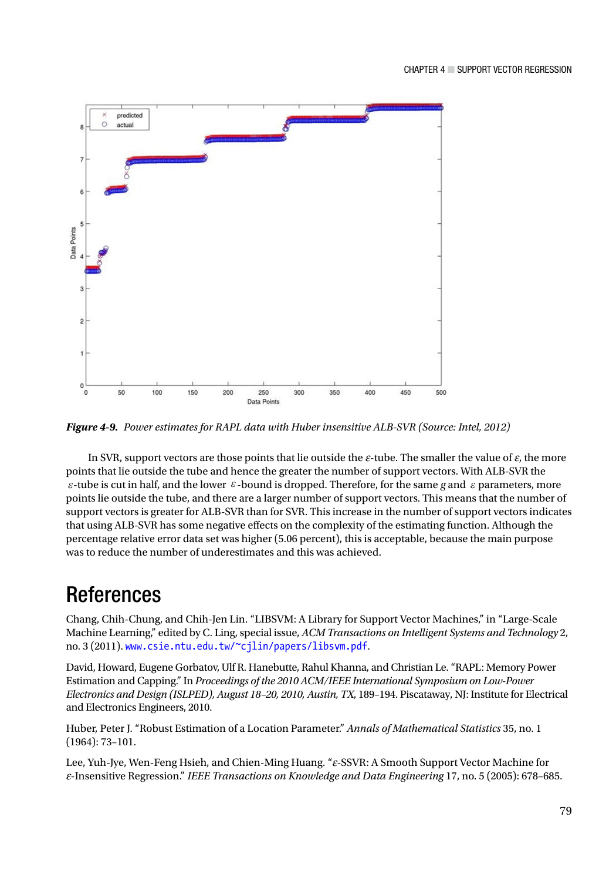*Figure 4-9.* *Power estimates for RAPL data with Huber insensitive ALB-SVR (Source: Intel, 2012)*

In SVR, support vectors are those points that lie outside the $\varepsilon$-tube. The smaller the value of $\varepsilon$, the more points that lie outside the tube and hence the greater the number of support vectors. With ALB-SVR the $\varepsilon$-tube is cut in half, and the lower $\varepsilon$-bound is dropped. Therefore, for the same $g$ and $\varepsilon$ parameters, more points lie outside the tube, and there are a larger number of support vectors. This means that the number of support vectors is greater for ALB-SVR than for SVR. This increase in the number of support vectors indicates that using ALB-SVR has some negative effects on the complexity of the estimating function. Although the percentage relative error data set was higher (5.06 percent), this is acceptable, because the main purpose was to reduce the number of underestimates and this was achieved.

# References

Chang, Chih-Chung, and Chih-Jen Lin. "LIBSVM: A Library for Support Vector Machines," in "Large-Scale Machine Learning," edited by C. Ling, special issue, *ACM Transactions on Intelligent Systems and Technology* 2, no. 3 (2011). www.csie.ntu.edu.tw/~cjlin/papers/libsvm.pdf.

David, Howard, Eugene Gorbatov, Ulf R. Hanebutte, Rahul Khanna, and Christian Le. "RAPL: Memory Power Estimation and Capping." In *Proceedings of the 2010 ACM/IEEE International Symposium on Low-Power Electronics and Design (ISLPED), August 18–20, 2010, Austin, TX*, 189–194. Piscataway, NJ: Institute for Electrical and Electronics Engineers, 2010.

Huber, Peter J. "Robust Estimation of a Location Parameter." *Annals of Mathematical Statistics* 35, no. 1 (1964): 73–101.

Lee, Yuh-Jye, Wen-Feng Hsieh, and Chien-Ming Huang. "$\varepsilon$-SSVR: A Smooth Support Vector Machine for $\varepsilon$-Insensitive Regression." *IEEE Transactions on Knowledge and Data Engineering* 17, no. 5 (2005): 678–685.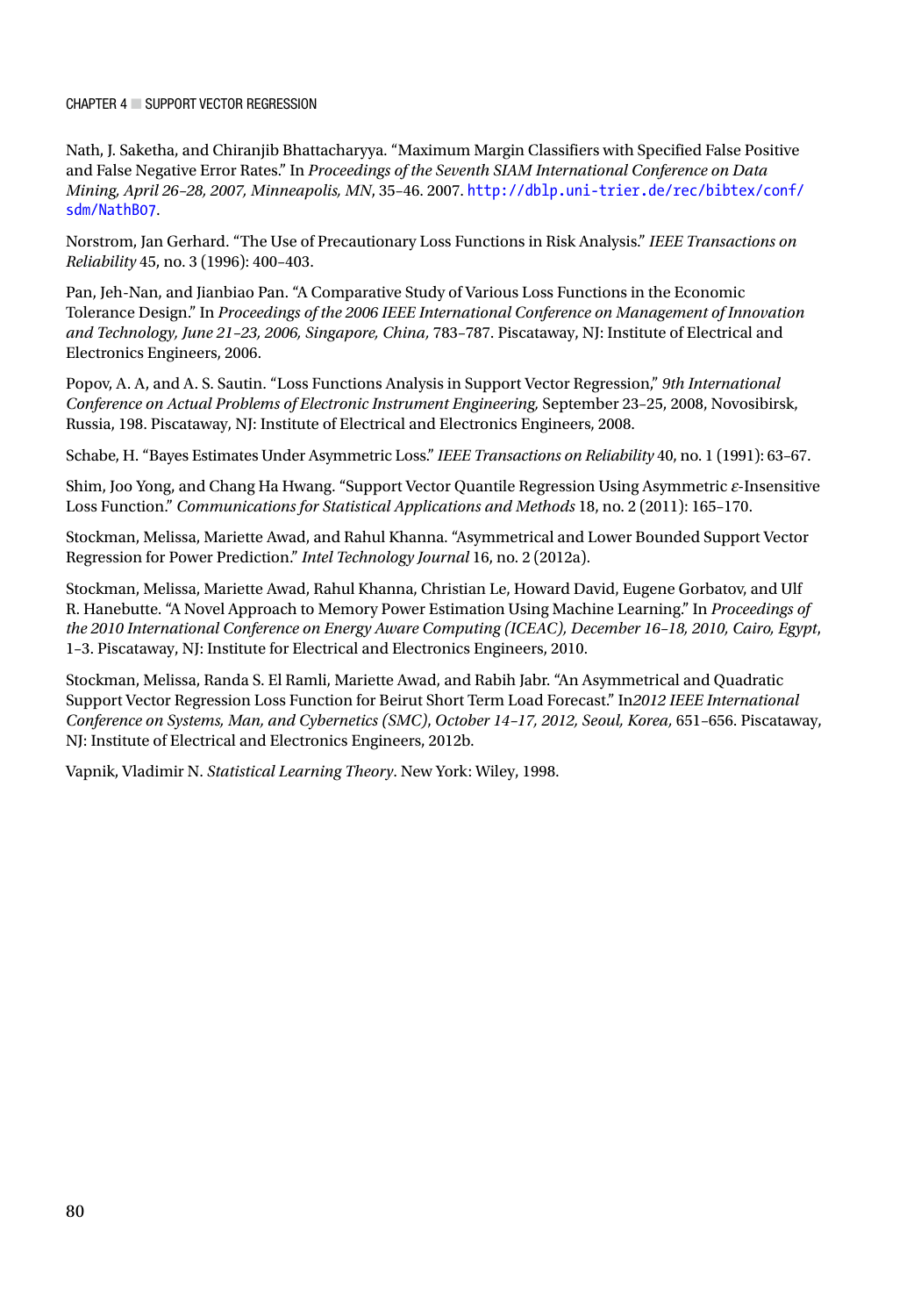Nath, J. Saketha, and Chiranjib Bhattacharyya. "Maximum Margin Classifiers with Specified False Positive and False Negative Error Rates." In *Proceedings of the Seventh SIAM International Conference on Data Mining, April 26–28, 2007, Minneapolis, MN*, 35–46. 2007. http://dblp.uni-trier.de/rec/bibtex/conf/sdm/NathB07.

Norstrom, Jan Gerhard. "The Use of Precautionary Loss Functions in Risk Analysis." *IEEE Transactions on Reliability* 45, no. 3 (1996): 400–403.

Pan, Jeh-Nan, and Jianbiao Pan. "A Comparative Study of Various Loss Functions in the Economic Tolerance Design." In *Proceedings of the 2006 IEEE International Conference on Management of Innovation and Technology, June 21–23, 2006, Singapore, China,* 783–787. Piscataway, NJ: Institute of Electrical and Electronics Engineers, 2006.

Popov, A. A, and A. S. Sautin. "Loss Functions Analysis in Support Vector Regression," *9th International Conference on Actual Problems of Electronic Instrument Engineering,* September 23–25, 2008, Novosibirsk, Russia, 198. Piscataway, NJ: Institute of Electrical and Electronics Engineers, 2008.

Schabe, H. "Bayes Estimates Under Asymmetric Loss." *IEEE Transactions on Reliability* 40, no. 1 (1991): 63–67.

Shim, Joo Yong, and Chang Ha Hwang. "Support Vector Quantile Regression Using Asymmetric $\varepsilon$-Insensitive Loss Function." *Communications for Statistical Applications and Methods* 18, no. 2 (2011): 165–170.

Stockman, Melissa, Mariette Awad, and Rahul Khanna. "Asymmetrical and Lower Bounded Support Vector Regression for Power Prediction." *Intel Technology Journal* 16, no. 2 (2012a).

Stockman, Melissa, Mariette Awad, Rahul Khanna, Christian Le, Howard David, Eugene Gorbatov, and Ulf R. Hanebutte. "A Novel Approach to Memory Power Estimation Using Machine Learning." In *Proceedings of the 2010 International Conference on Energy Aware Computing (ICEAC), December 16–18, 2010, Cairo, Egypt*, 1–3. Piscataway, NJ: Institute for Electrical and Electronics Engineers, 2010.

Stockman, Melissa, Randa S. El Ramli, Mariette Awad, and Rabih Jabr. "An Asymmetrical and Quadratic Support Vector Regression Loss Function for Beirut Short Term Load Forecast." In*2012 IEEE International Conference on Systems, Man, and Cybernetics (SMC), October 14–17, 2012, Seoul, Korea,* 651–656. Piscataway, NJ: Institute of Electrical and Electronics Engineers, 2012b.

Vapnik, Vladimir N. *Statistical Learning Theory*. New York: Wiley, 1998.